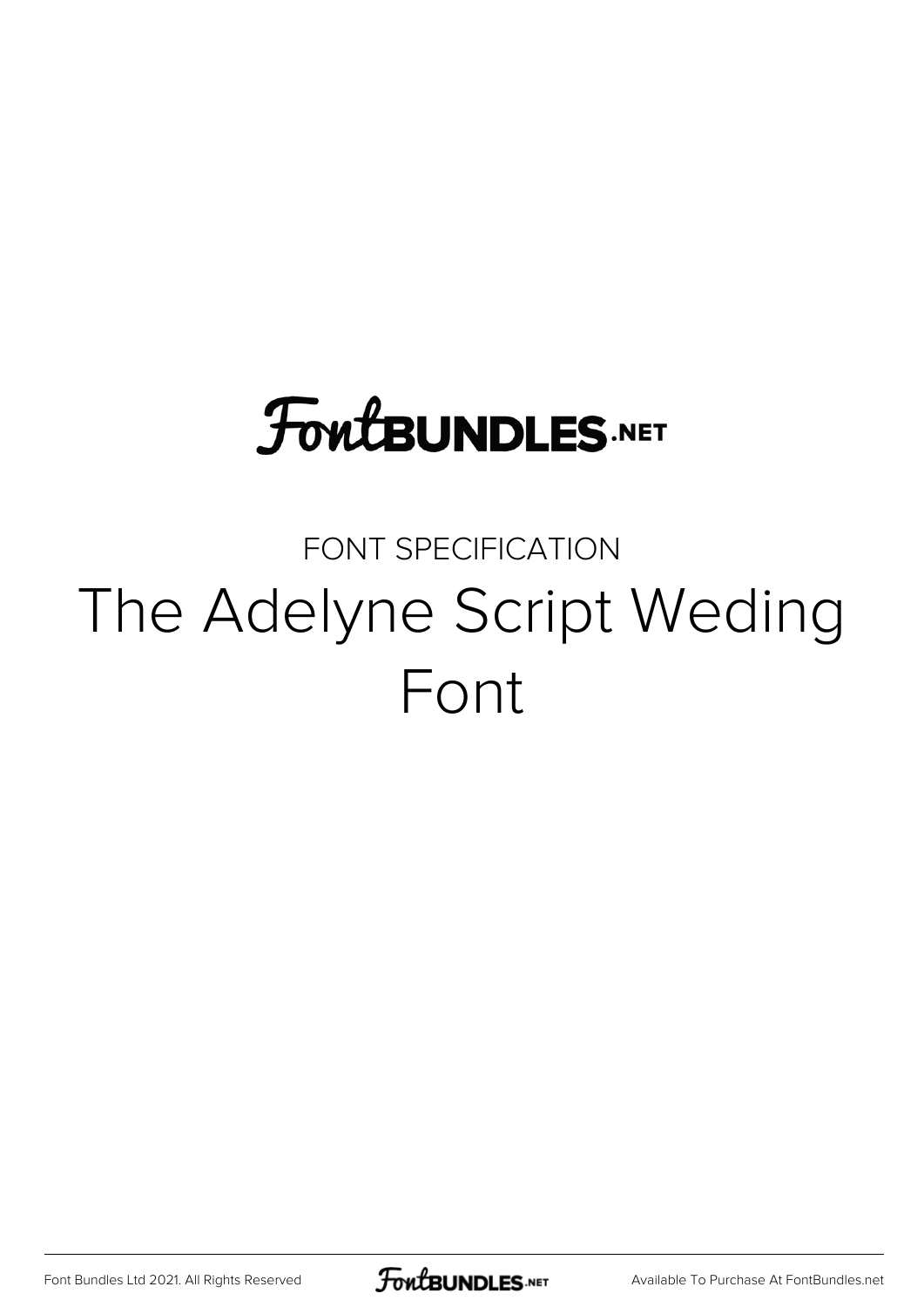FontBUNDLES.NET

FONT SPECIFICATION

# The Adelyne Script Weding Font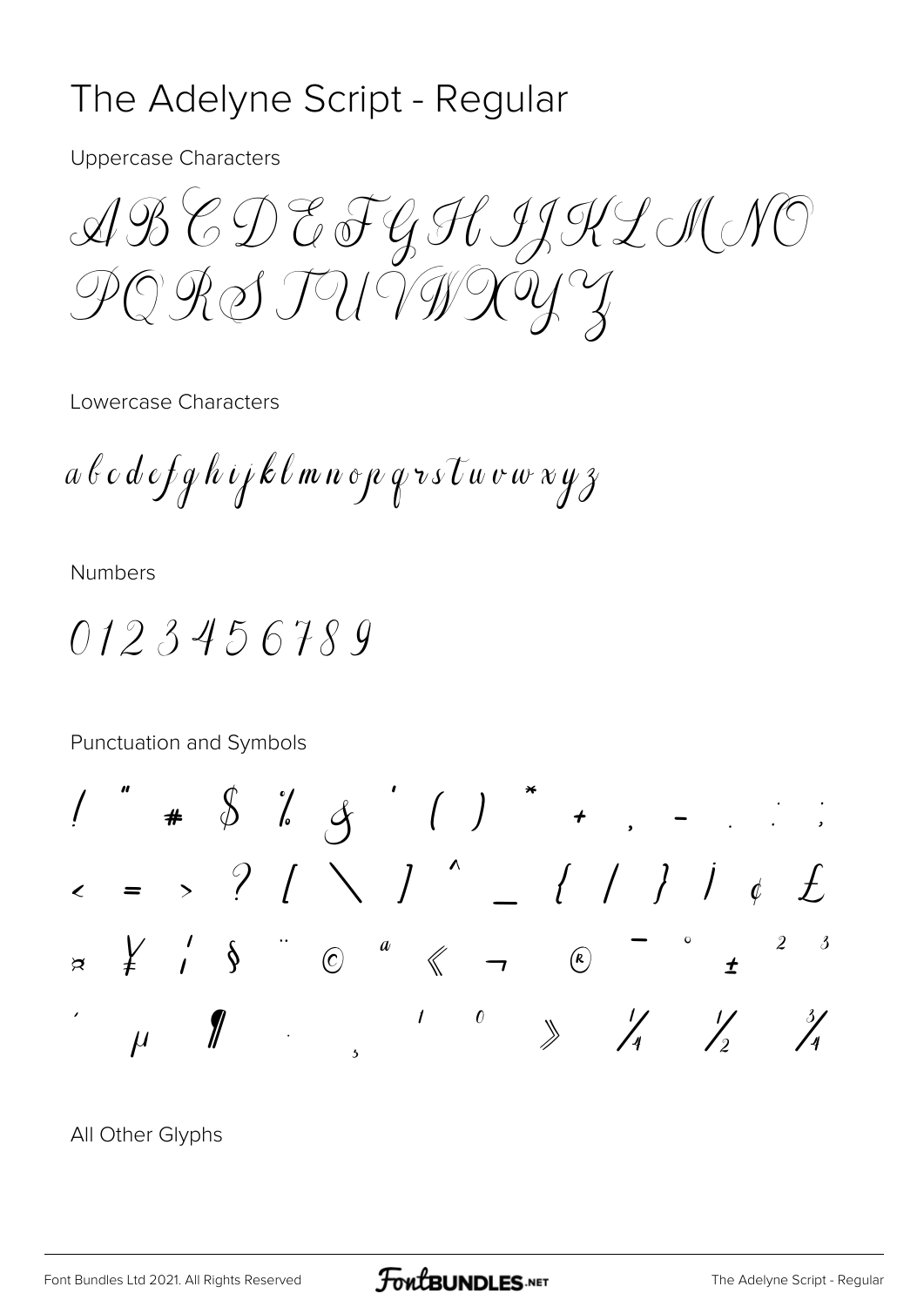# The Adelyne Script - Regular

Uppercase Characters

A B C D E F G H I J K L M N O
P Q R S T U V W X Y Z

Lowercase Characters

a b c d e f g h i j k l m n o p q r s t u v w x y z

Numbers

0 1 2 3 4 5 6 7 8 9

Punctuation and Symbols

! " # $ % & ' ( ) * + , - . : ;
< = > ? [ \ ] ^ _ { | } ¡ ¢ £
¤ ¥ ¦ § ¨ © ª « ¬ ® ¯ ° ± ² ³
´ µ ¶ · ¸ ¹ º » ¼ ½ ¾

All Other Glyphs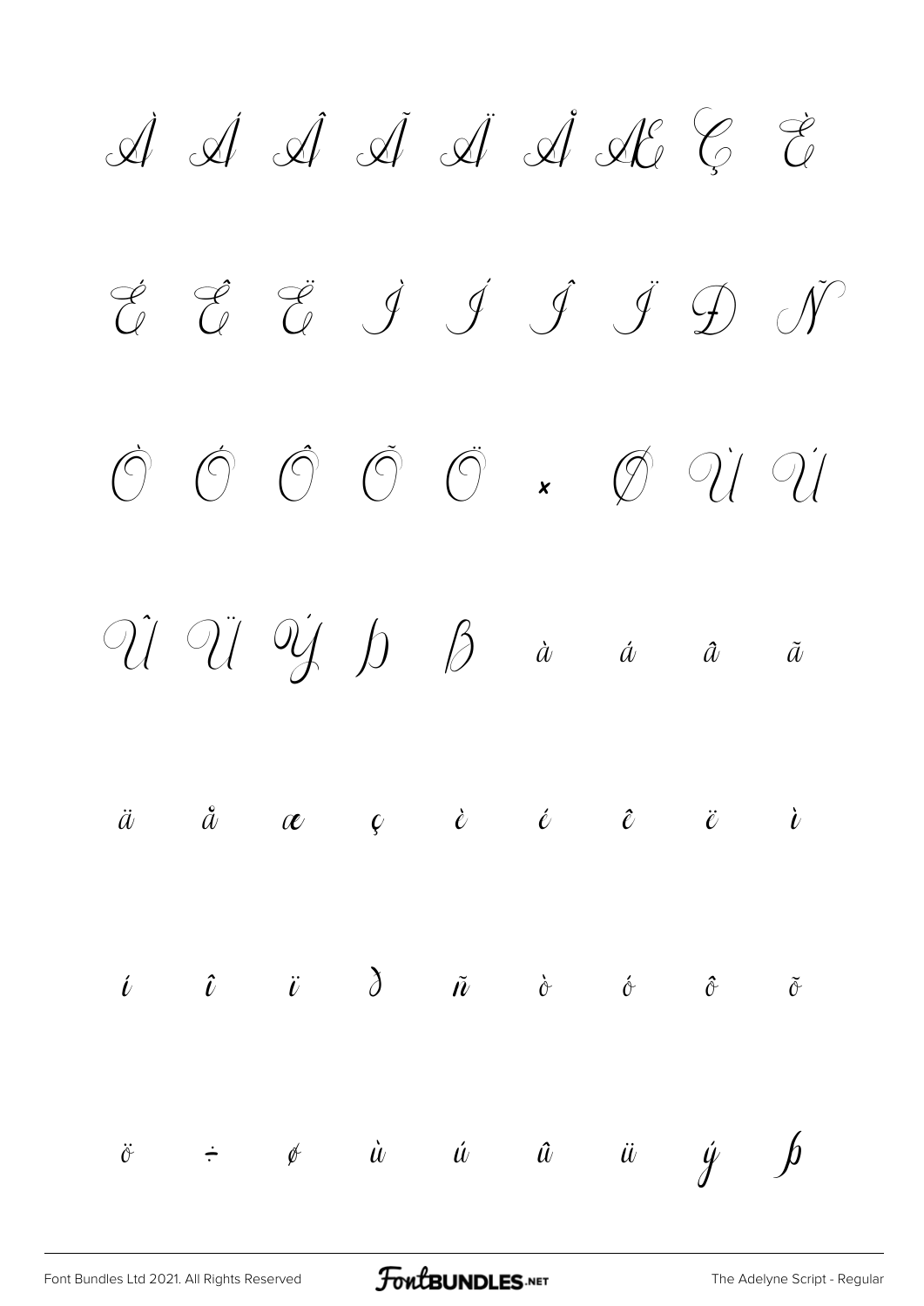À Á Â Ã Ä Å Æ Ç È

É Ê Ë Ì Í Î Ï Ð Ñ

Ò Ó Ô Õ Ö × Ø Ù Ú

Û Ü Ý Þ ß à á â ã

ä å æ ç è é ê ë ì

í î ï ð ñ ò ó ô õ

ö ÷ ø ù ú û ü ý þ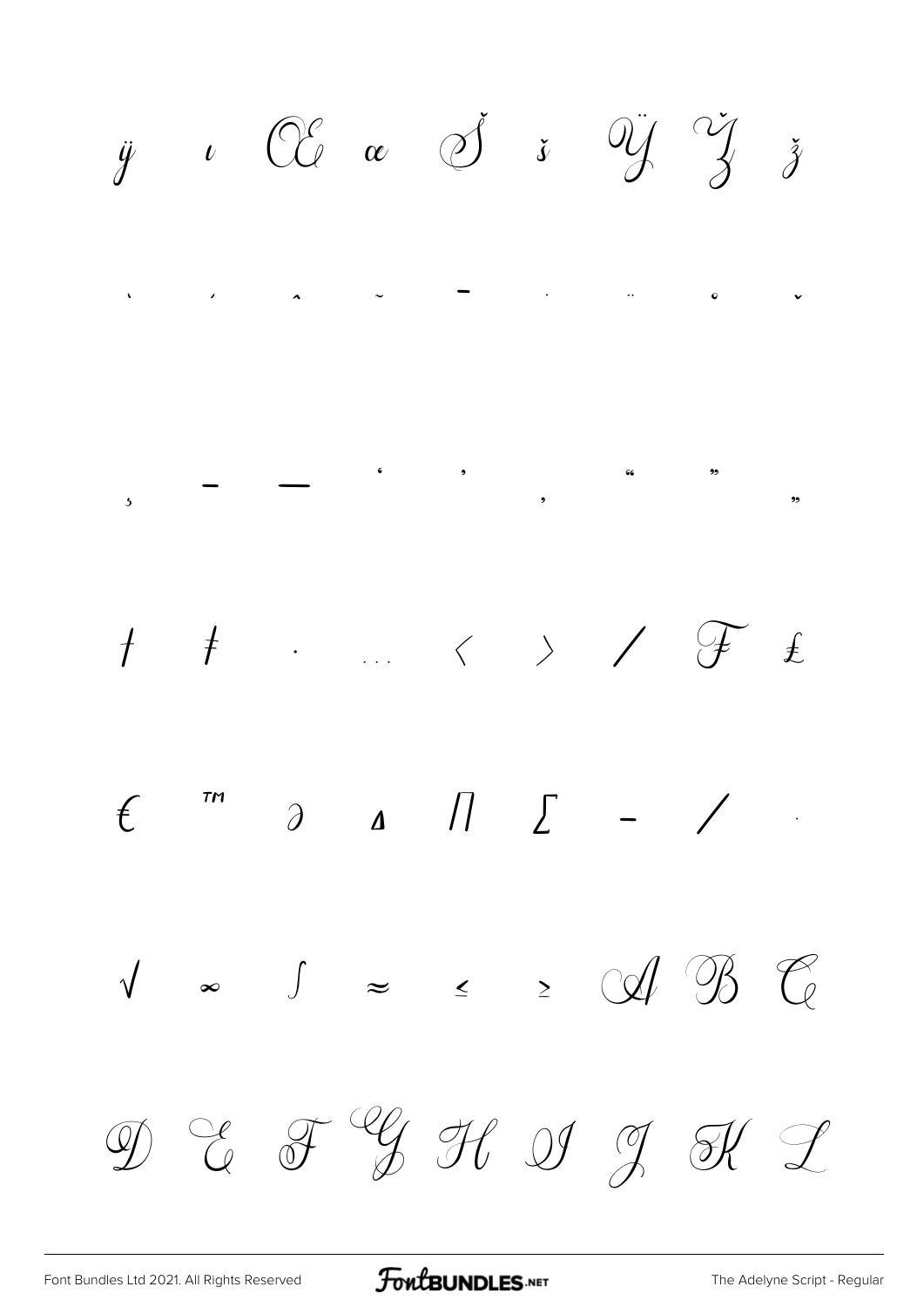ÿ ı Œ œ Š š Ÿ Ž ž

ˋ ˊ ˆ ˜ ¯ ˙ ¨ ˚ ˇ

¸ – — ‘ ’ ‚ “ ” „

† ‡ • … ‹ › ⁄ ₣ ₤

€ ™ ∂ ∆ ∏ ∑ − ∕ ∙

√ ∞ ∫ ≈ ≤ ≥ A B C

D E F G H I J K L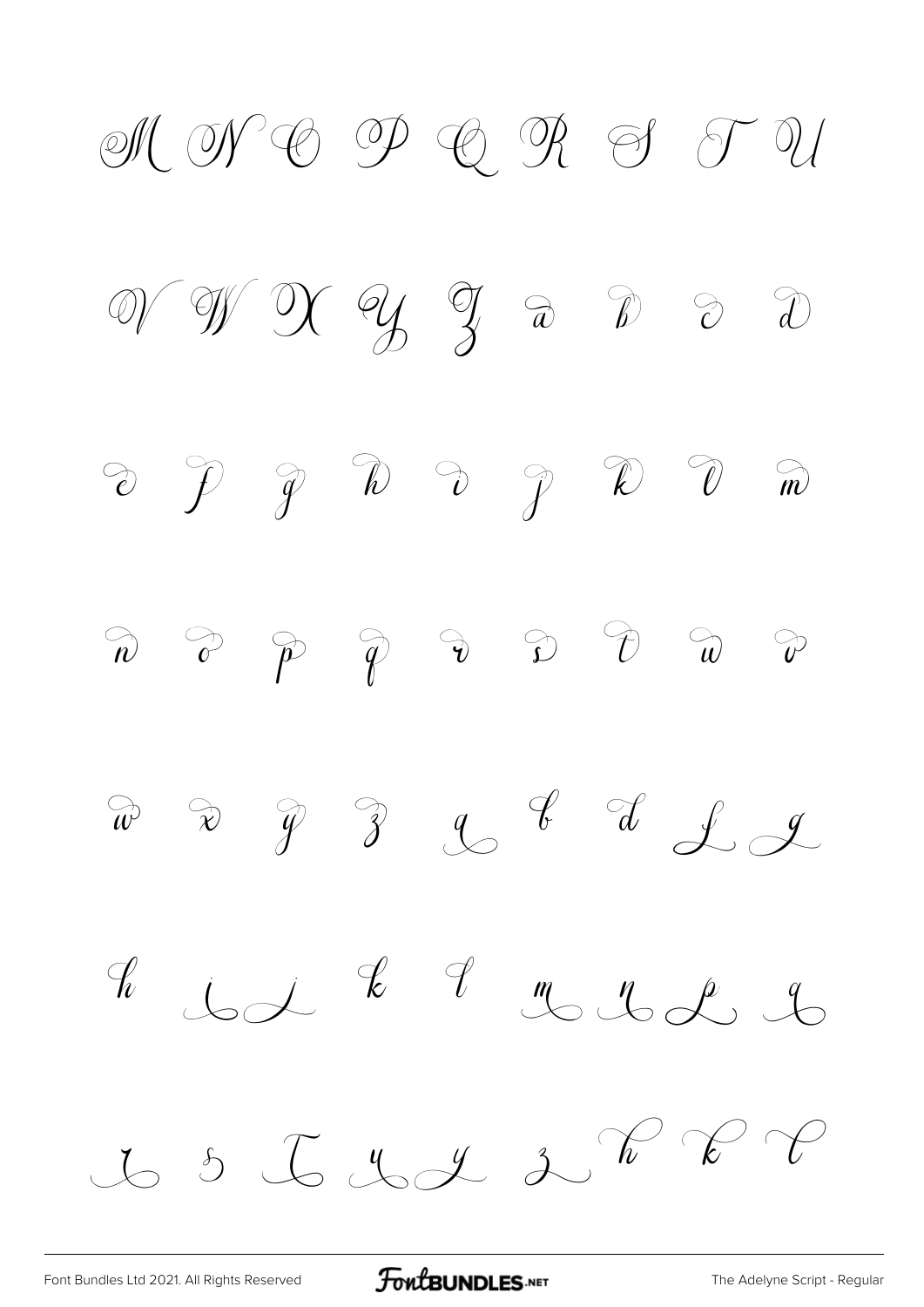M N O P Q R S T U

V W X Y Z a b c d

e f g h i j k l m

n o p q r s t u v

w x y z a b d f g

h i j k l m n p q

r s t u y z h k l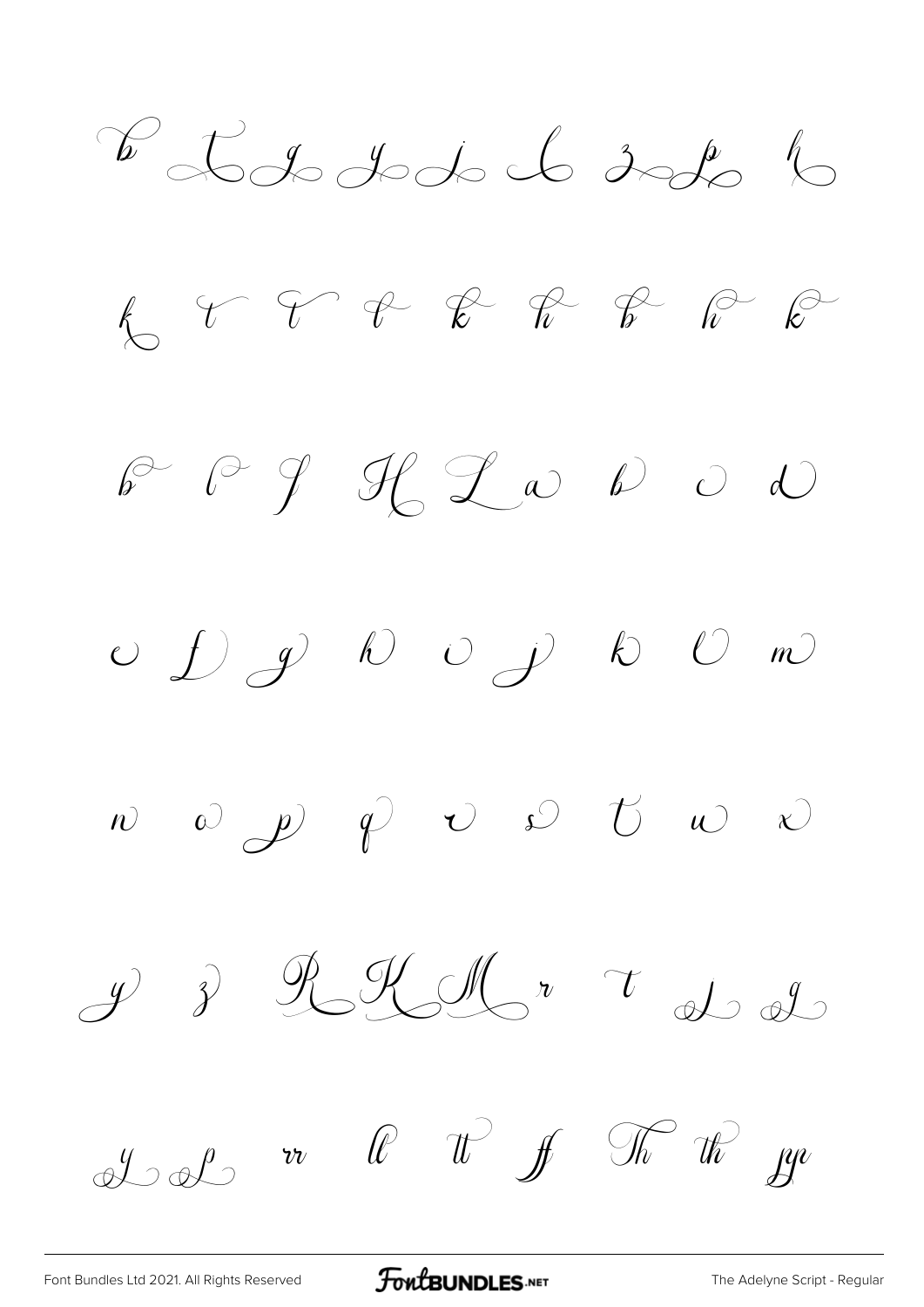b t g y j l z p h

k t t t k h b h k

b l f H L a b c d

c f g h i j k l m

n o p q r s t u x

y z R K M r t d g

y p rr ll tt ff Th th pp